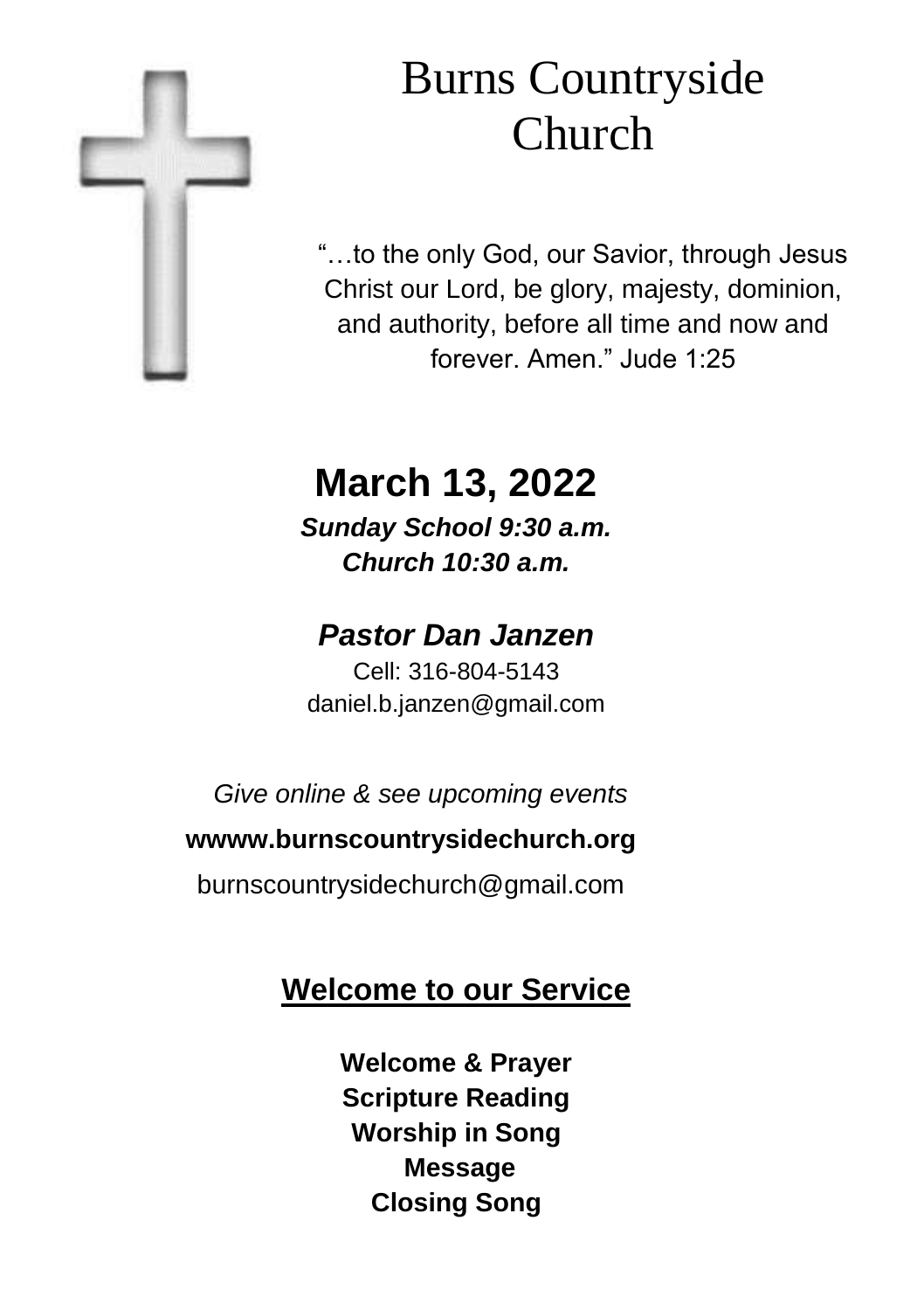# Burns Countryside Church

"…to the only God, our Savior, through Jesus Christ our Lord, be glory, majesty, dominion, and authority, before all time and now and forever. Amen." Jude 1:25

## March 13, 2022

***Sunday School 9:30 a.m.***
***Church 10:30 a.m.***

### *Pastor Dan Janzen*

Cell: 316-804-5143
daniel.b.janzen@gmail.com

*Give online & see upcoming events*

**wwww.burnscountrysidechurch.org**

burnscountrysidechurch@gmail.com

## Welcome to our Service

**Welcome & Prayer**
**Scripture Reading**
**Worship in Song**
**Message**
**Closing Song**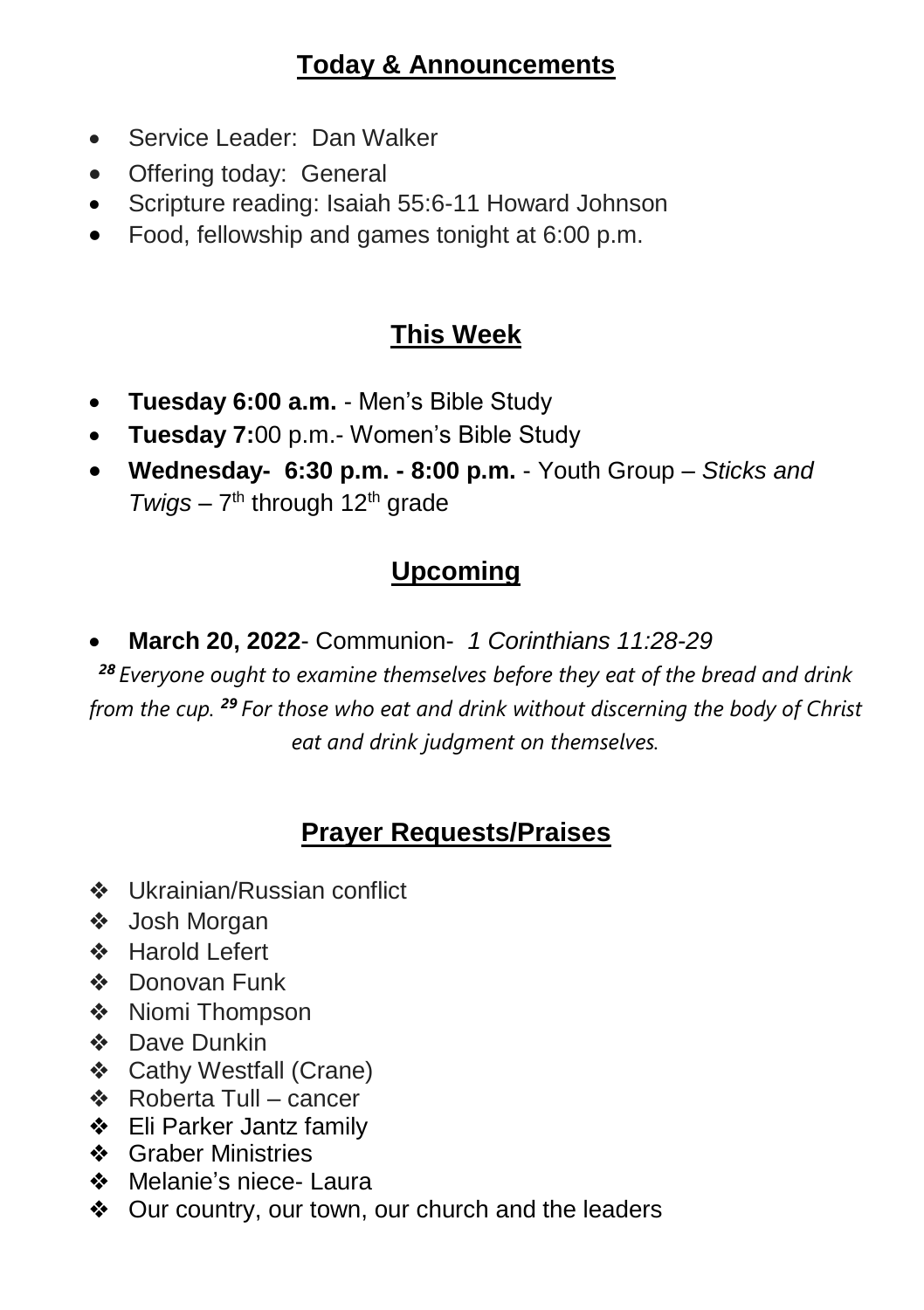## Today & Announcements

- Service Leader: Dan Walker
- Offering today: General
- Scripture reading: Isaiah 55:6-11 Howard Johnson
- Food, fellowship and games tonight at 6:00 p.m.

## This Week

- **Tuesday 6:00 a.m.** - Men's Bible Study
- **Tuesday 7:**00 p.m.- Women's Bible Study
- **Wednesday- 6:30 p.m. - 8:00 p.m.** - Youth Group – *Sticks and Twigs* – 7th through 12th grade

## Upcoming

- **March 20, 2022**- Communion- *1 Corinthians 11:28-29*

*[28] Everyone ought to examine themselves before they eat of the bread and drink from the cup. [29] For those who eat and drink without discerning the body of Christ eat and drink judgment on themselves.*

## Prayer Requests/Praises

- Ukrainian/Russian conflict
- Josh Morgan
- Harold Lefert
- Donovan Funk
- Niomi Thompson
- Dave Dunkin
- Cathy Westfall (Crane)
- Roberta Tull – cancer
- Eli Parker Jantz family
- Graber Ministries
- Melanie's niece- Laura
- Our country, our town, our church and the leaders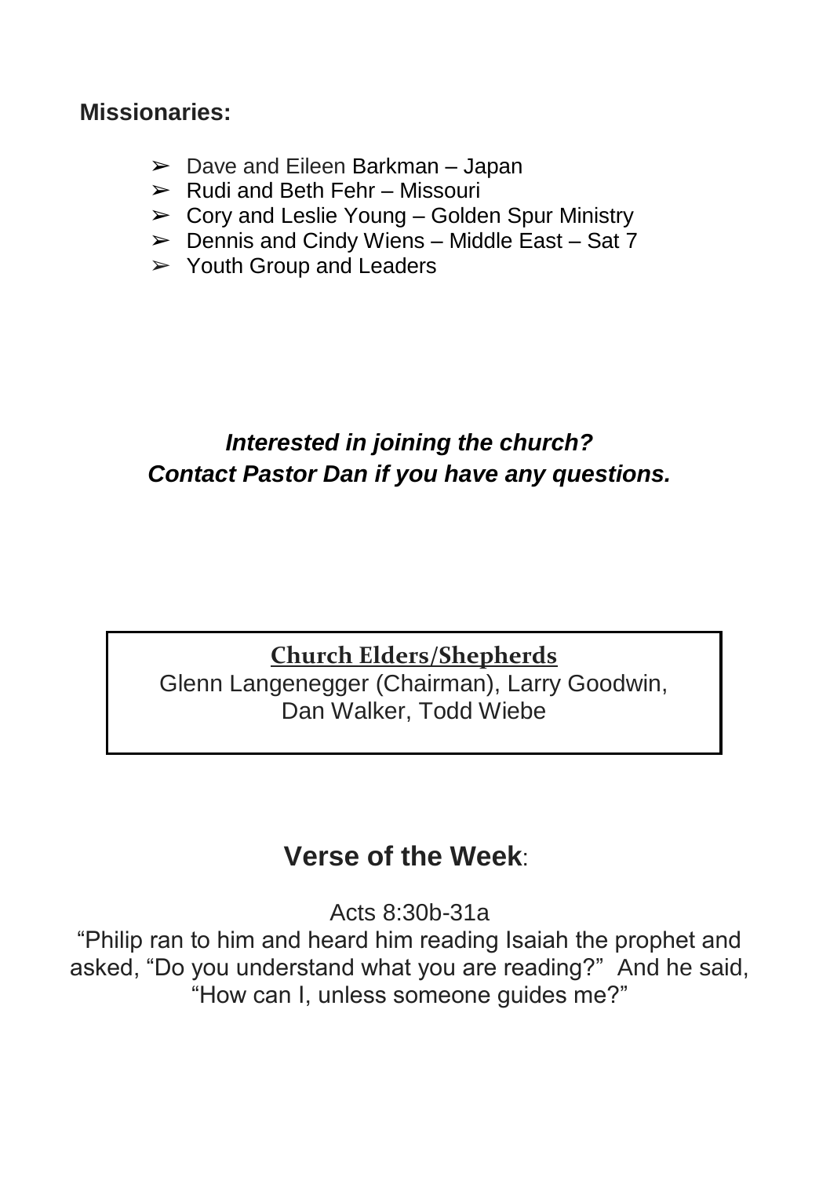**Missionaries:**

- Dave and Eileen Barkman – Japan
- Rudi and Beth Fehr – Missouri
- Cory and Leslie Young – Golden Spur Ministry
- Dennis and Cindy Wiens – Middle East – Sat 7
- Youth Group and Leaders

***Interested in joining the church?***
***Contact Pastor Dan if you have any questions.***

**Church Elders/Shepherds**

Glenn Langenegger (Chairman), Larry Goodwin, Dan Walker, Todd Wiebe

## **Verse of the Week**:

Acts 8:30b-31a

"Philip ran to him and heard him reading Isaiah the prophet and asked, "Do you understand what you are reading?" And he said, "How can I, unless someone guides me?"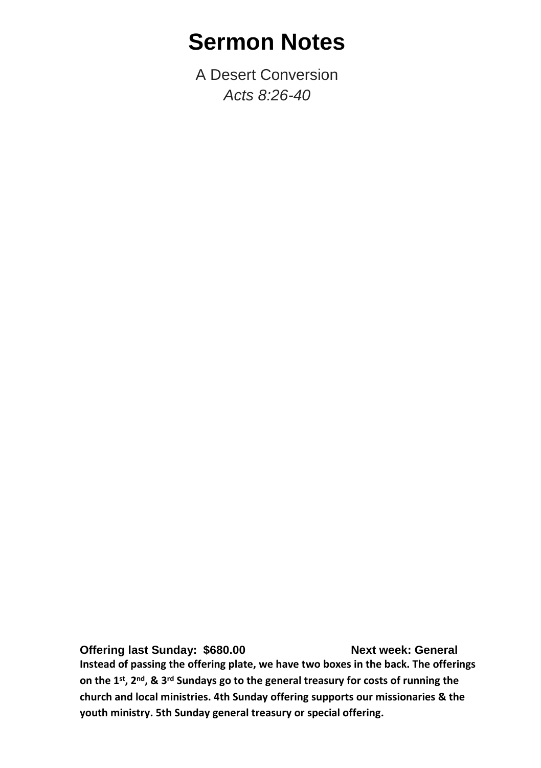# Sermon Notes

A Desert Conversion

*Acts 8:26-40*

**Offering last Sunday: $680.00** **Next week: General**

**Instead of passing the offering plate, we have two boxes in the back. The offerings on the 1st, 2nd, & 3rd Sundays go to the general treasury for costs of running the church and local ministries. 4th Sunday offering supports our missionaries & the youth ministry. 5th Sunday general treasury or special offering.**